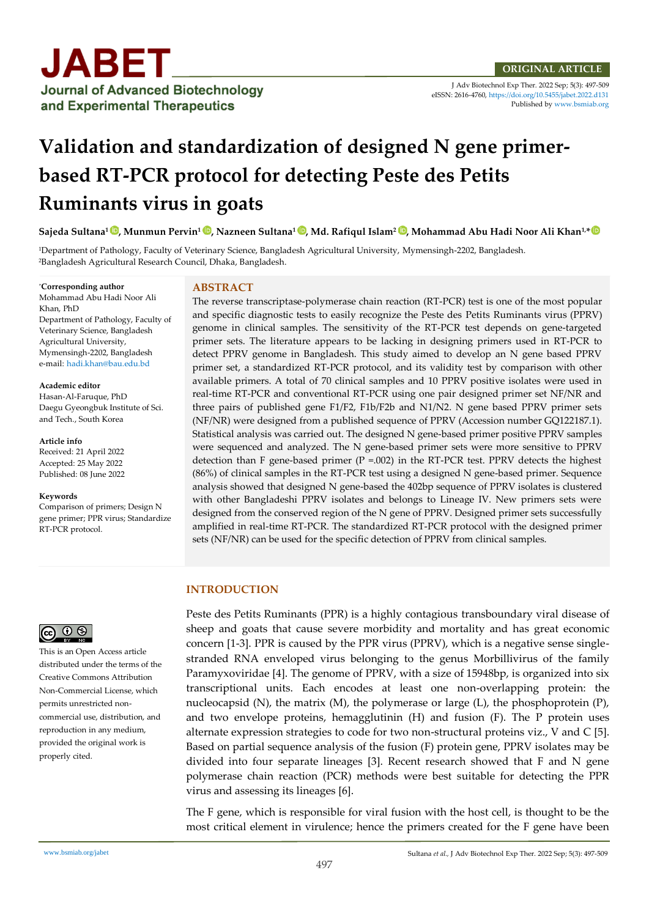ORIGINAL ARTICLE

J Adv Biotechnol Exp Ther. 2022 Sep; 5(3): 497-509
eISSN: 2616-4760, https://doi.org/10.5455/jabet.2022.d131
Published by www.bsmiab.org

# Validation and standardization of designed N gene primer-based RT-PCR protocol for detecting Peste des Petits Ruminants virus in goats

**Sajeda Sultana[1], Munmun Pervin[1], Nazneen Sultana[1], Md. Rafiqul Islam[2], Mohammad Abu Hadi Noor Ali Khan[1,*]**

[1]Department of Pathology, Faculty of Veterinary Science, Bangladesh Agricultural University, Mymensingh-2202, Bangladesh.
[2]Bangladesh Agricultural Research Council, Dhaka, Bangladesh.

**[*]Corresponding author**
Mohammad Abu Hadi Noor Ali Khan, PhD
Department of Pathology, Faculty of Veterinary Science, Bangladesh Agricultural University, Mymensingh-2202, Bangladesh
e-mail: hadi.khan@bau.edu.bd

**Academic editor**
Hasan-Al-Faruque, PhD
Daegu Gyeongbuk Institute of Sci. and Tech., South Korea

**Article info**
Received: 21 April 2022
Accepted: 25 May 2022
Published: 08 June 2022

**Keywords**
Comparison of primers; Design N gene primer; PPR virus; Standardize RT-PCR protocol.

## ABSTRACT

The reverse transcriptase-polymerase chain reaction (RT-PCR) test is one of the most popular and specific diagnostic tests to easily recognize the Peste des Petits Ruminants virus (PPRV) genome in clinical samples. The sensitivity of the RT-PCR test depends on gene-targeted primer sets. The literature appears to be lacking in designing primers used in RT-PCR to detect PPRV genome in Bangladesh. This study aimed to develop an N gene based PPRV primer set, a standardized RT-PCR protocol, and its validity test by comparison with other available primers. A total of 70 clinical samples and 10 PPRV positive isolates were used in real-time RT-PCR and conventional RT-PCR using one pair designed primer set NF/NR and three pairs of published gene F1/F2, F1b/F2b and N1/N2. N gene based PPRV primer sets (NF/NR) were designed from a published sequence of PPRV (Accession number GQ122187.1). Statistical analysis was carried out. The designed N gene-based primer positive PPRV samples were sequenced and analyzed. The N gene-based primer sets were more sensitive to PPRV detection than F gene-based primer ($P = .002$) in the RT-PCR test. PPRV detects the highest (86%) of clinical samples in the RT-PCR test using a designed N gene-based primer. Sequence analysis showed that designed N gene-based the 402bp sequence of PPRV isolates is clustered with other Bangladeshi PPRV isolates and belongs to Lineage IV. New primers sets were designed from the conserved region of the N gene of PPRV. Designed primer sets successfully amplified in real-time RT-PCR. The standardized RT-PCR protocol with the designed primer sets (NF/NR) can be used for the specific detection of PPRV from clinical samples.

This is an Open Access article distributed under the terms of the Creative Commons Attribution Non-Commercial License, which permits unrestricted non-commercial use, distribution, and reproduction in any medium, provided the original work is properly cited.

## INTRODUCTION

Peste des Petits Ruminants (PPR) is a highly contagious transboundary viral disease of sheep and goats that cause severe morbidity and mortality and has great economic concern [1-3]. PPR is caused by the PPR virus (PPRV), which is a negative sense single-stranded RNA enveloped virus belonging to the genus Morbillivirus of the family Paramyxoviridae [4]. The genome of PPRV, with a size of 15948bp, is organized into six transcriptional units. Each encodes at least one non-overlapping protein: the nucleocapsid (N), the matrix (M), the polymerase or large (L), the phosphoprotein (P), and two envelope proteins, hemagglutinin (H) and fusion (F). The P protein uses alternate expression strategies to code for two non-structural proteins viz., V and C [5]. Based on partial sequence analysis of the fusion (F) protein gene, PPRV isolates may be divided into four separate lineages [3]. Recent research showed that F and N gene polymerase chain reaction (PCR) methods were best suitable for detecting the PPR virus and assessing its lineages [6].

The F gene, which is responsible for viral fusion with the host cell, is thought to be the most critical element in virulence; hence the primers created for the F gene have been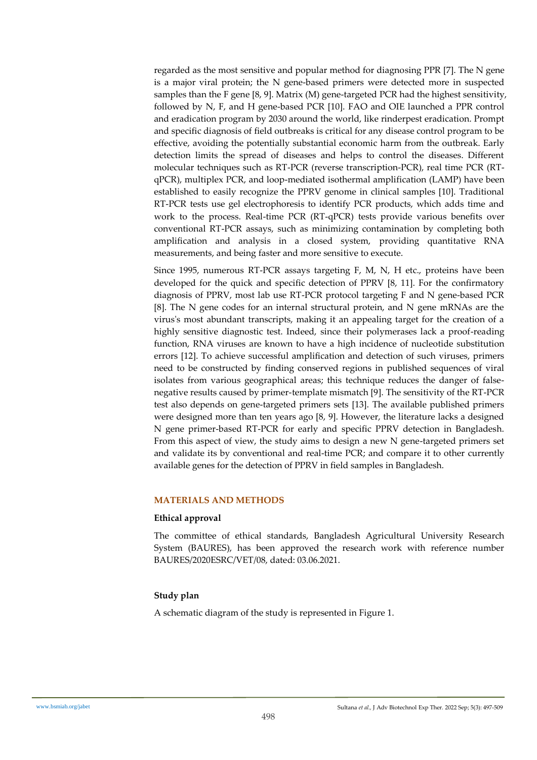regarded as the most sensitive and popular method for diagnosing PPR [7]. The N gene is a major viral protein; the N gene-based primers were detected more in suspected samples than the F gene [8, 9]. Matrix (M) gene-targeted PCR had the highest sensitivity, followed by N, F, and H gene-based PCR [10]. FAO and OIE launched a PPR control and eradication program by 2030 around the world, like rinderpest eradication. Prompt and specific diagnosis of field outbreaks is critical for any disease control program to be effective, avoiding the potentially substantial economic harm from the outbreak. Early detection limits the spread of diseases and helps to control the diseases. Different molecular techniques such as RT-PCR (reverse transcription-PCR), real time PCR (RT-qPCR), multiplex PCR, and loop-mediated isothermal amplification (LAMP) have been established to easily recognize the PPRV genome in clinical samples [10]. Traditional RT-PCR tests use gel electrophoresis to identify PCR products, which adds time and work to the process. Real-time PCR (RT-qPCR) tests provide various benefits over conventional RT-PCR assays, such as minimizing contamination by completing both amplification and analysis in a closed system, providing quantitative RNA measurements, and being faster and more sensitive to execute.

Since 1995, numerous RT-PCR assays targeting F, M, N, H etc., proteins have been developed for the quick and specific detection of PPRV [8, 11]. For the confirmatory diagnosis of PPRV, most lab use RT-PCR protocol targeting F and N gene-based PCR [8]. The N gene codes for an internal structural protein, and N gene mRNAs are the virus's most abundant transcripts, making it an appealing target for the creation of a highly sensitive diagnostic test. Indeed, since their polymerases lack a proof-reading function, RNA viruses are known to have a high incidence of nucleotide substitution errors [12]. To achieve successful amplification and detection of such viruses, primers need to be constructed by finding conserved regions in published sequences of viral isolates from various geographical areas; this technique reduces the danger of false-negative results caused by primer-template mismatch [9]. The sensitivity of the RT-PCR test also depends on gene-targeted primers sets [13]. The available published primers were designed more than ten years ago [8, 9]. However, the literature lacks a designed N gene primer-based RT-PCR for early and specific PPRV detection in Bangladesh. From this aspect of view, the study aims to design a new N gene-targeted primers set and validate its by conventional and real-time PCR; and compare it to other currently available genes for the detection of PPRV in field samples in Bangladesh.

## MATERIALS AND METHODS

### Ethical approval

The committee of ethical standards, Bangladesh Agricultural University Research System (BAURES), has been approved the research work with reference number BAURES/2020ESRC/VET/08, dated: 03.06.2021.

### Study plan

A schematic diagram of the study is represented in Figure 1.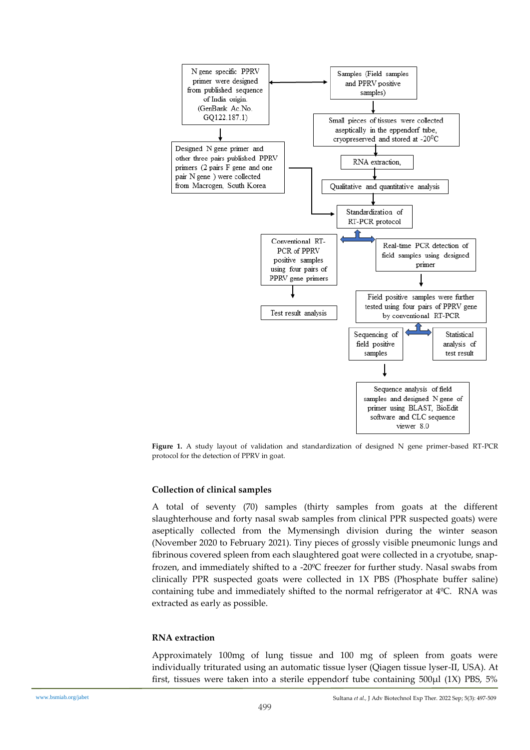N gene specific PPRV primer were designed from published sequence of India origin. (GenBank Ac.No. GQ122.187.1)

Samples (Field samples and PPRV positive samples)

Small pieces of tissues were collected aseptically in the eppendorf tube, cryopreserved and stored at -20$^{0}$C

Designed N gene primer and other three pairs published PPRV primers (2 pairs F gene and one pair N gene ) were collected from Macrogen, South Korea

RNA extraction,

Qualitative and quantitative analysis

Standardization of RT-PCR protocol

Conventional RT-PCR of PPRV positive samples using four pairs of PPRV gene primers

Real-time PCR detection of field samples using designed primer

Test result analysis

Field positive samples were further tested using four pairs of PPRV gene by conventional RT-PCR

Sequencing of field positive samples

Statistical analysis of test result

Sequence analysis of field samples and designed N gene of primer using BLAST, BioEdit software and CLC sequence viewer 8.0

**Figure 1.** A study layout of validation and standardization of designed N gene primer-based RT-PCR protocol for the detection of PPRV in goat.

### Collection of clinical samples

A total of seventy (70) samples (thirty samples from goats at the different slaughterhouse and forty nasal swab samples from clinical PPR suspected goats) were aseptically collected from the Mymensingh division during the winter season (November 2020 to February 2021). Tiny pieces of grossly visible pneumonic lungs and fibrinous covered spleen from each slaughtered goat were collected in a cryotube, snap-frozen, and immediately shifted to a -20ºC freezer for further study. Nasal swabs from clinically PPR suspected goats were collected in 1X PBS (Phosphate buffer saline) containing tube and immediately shifted to the normal refrigerator at 4ºC. RNA was extracted as early as possible.

### RNA extraction

Approximately 100mg of lung tissue and 100 mg of spleen from goats were individually triturated using an automatic tissue lyser (Qiagen tissue lyser-II, USA). At first, tissues were taken into a sterile eppendorf tube containing 500µl (1X) PBS, 5%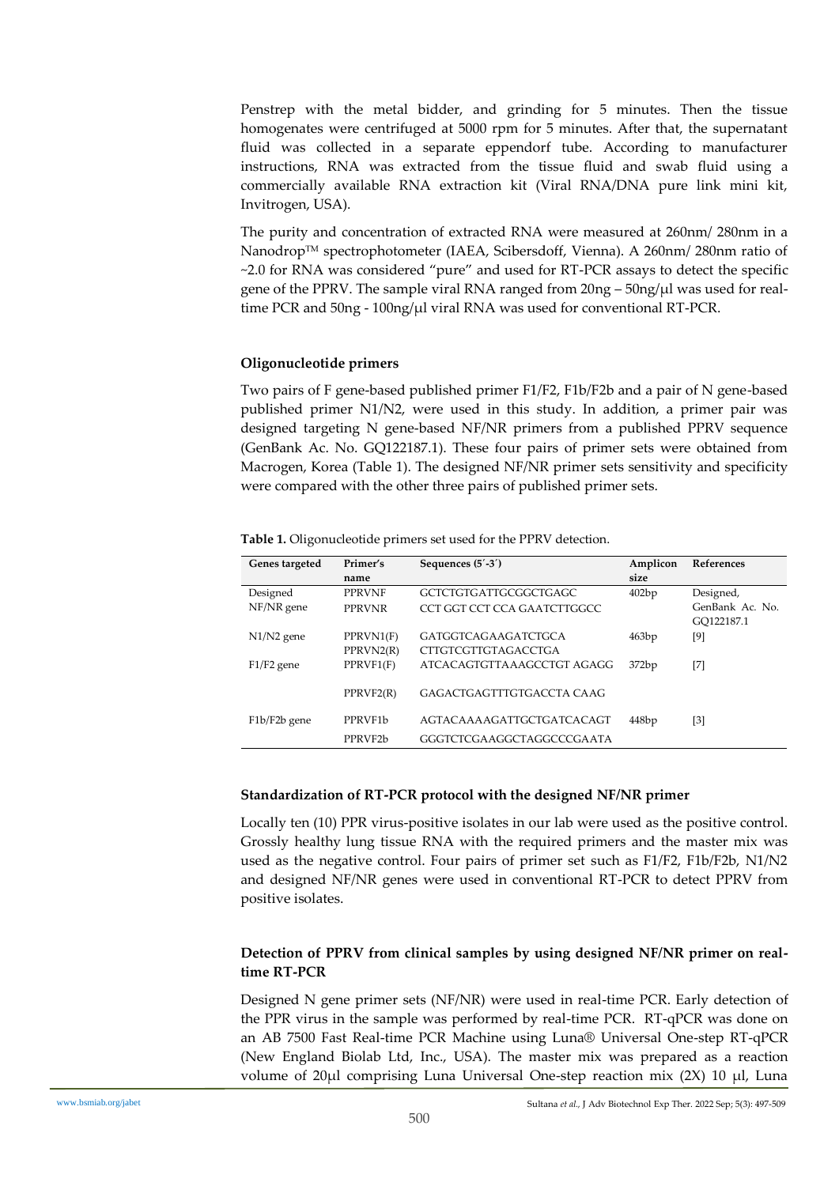Penstrep with the metal bidder, and grinding for 5 minutes. Then the tissue homogenates were centrifuged at 5000 rpm for 5 minutes. After that, the supernatant fluid was collected in a separate eppendorf tube. According to manufacturer instructions, RNA was extracted from the tissue fluid and swab fluid using a commercially available RNA extraction kit (Viral RNA/DNA pure link mini kit, Invitrogen, USA).

The purity and concentration of extracted RNA were measured at 260nm/ 280nm in a Nanodrop™ spectrophotometer (IAEA, Scibersdoff, Vienna). A 260nm/ 280nm ratio of ~2.0 for RNA was considered "pure" and used for RT-PCR assays to detect the specific gene of the PPRV. The sample viral RNA ranged from 20ng – 50ng/µl was used for real-time PCR and 50ng - 100ng/µl viral RNA was used for conventional RT-PCR.

### Oligonucleotide primers

Two pairs of F gene-based published primer F1/F2, F1b/F2b and a pair of N gene-based published primer N1/N2, were used in this study. In addition, a primer pair was designed targeting N gene-based NF/NR primers from a published PPRV sequence (GenBank Ac. No. GQ122187.1). These four pairs of primer sets were obtained from Macrogen, Korea (Table 1). The designed NF/NR primer sets sensitivity and specificity were compared with the other three pairs of published primer sets.

**Table 1.** Oligonucleotide primers set used for the PPRV detection.

| Genes targeted | Primer's name | Sequences (5´-3´) | Amplicon size | References |
|---|---|---|---|---|
| Designed NF/NR gene | PPRVNF | GCTCTGTGATTGCGGCTGAGC | 402bp | Designed, GenBank Ac. No. GQ122187.1 |
| | PPRVNR | CCT GGT CCT CCA GAATCTTGGCC | | |
| N1/N2 gene | PPRVN1(F) | GATGGTCAGAAGATCTGCA | 463bp | [9] |
| | PPRVN2(R) | CTTGTCGTTGTAGACCTGA | | |
| F1/F2 gene | PPRVF1(F) | ATCACAGTGTTAAAGCCTGT AGAGG | 372bp | [7] |
| | PPRVF2(R) | GAGACTGAGTTTGTGACCTA CAAG | | |
| F1b/F2b gene | PPRVF1b | AGTACAAAAGATTGCTGATCACAGT | 448bp | [3] |
| | PPRVF2b | GGGTCTCGAAGGCTAGGCCCGAATA | | |

### Standardization of RT-PCR protocol with the designed NF/NR primer

Locally ten (10) PPR virus-positive isolates in our lab were used as the positive control. Grossly healthy lung tissue RNA with the required primers and the master mix was used as the negative control. Four pairs of primer set such as F1/F2, F1b/F2b, N1/N2 and designed NF/NR genes were used in conventional RT-PCR to detect PPRV from positive isolates.

### Detection of PPRV from clinical samples by using designed NF/NR primer on real-time RT-PCR

Designed N gene primer sets (NF/NR) were used in real-time PCR. Early detection of the PPR virus in the sample was performed by real-time PCR. RT-qPCR was done on an AB 7500 Fast Real-time PCR Machine using Luna® Universal One-step RT-qPCR (New England Biolab Ltd, Inc., USA). The master mix was prepared as a reaction volume of 20µl comprising Luna Universal One-step reaction mix (2X) 10 µl, Luna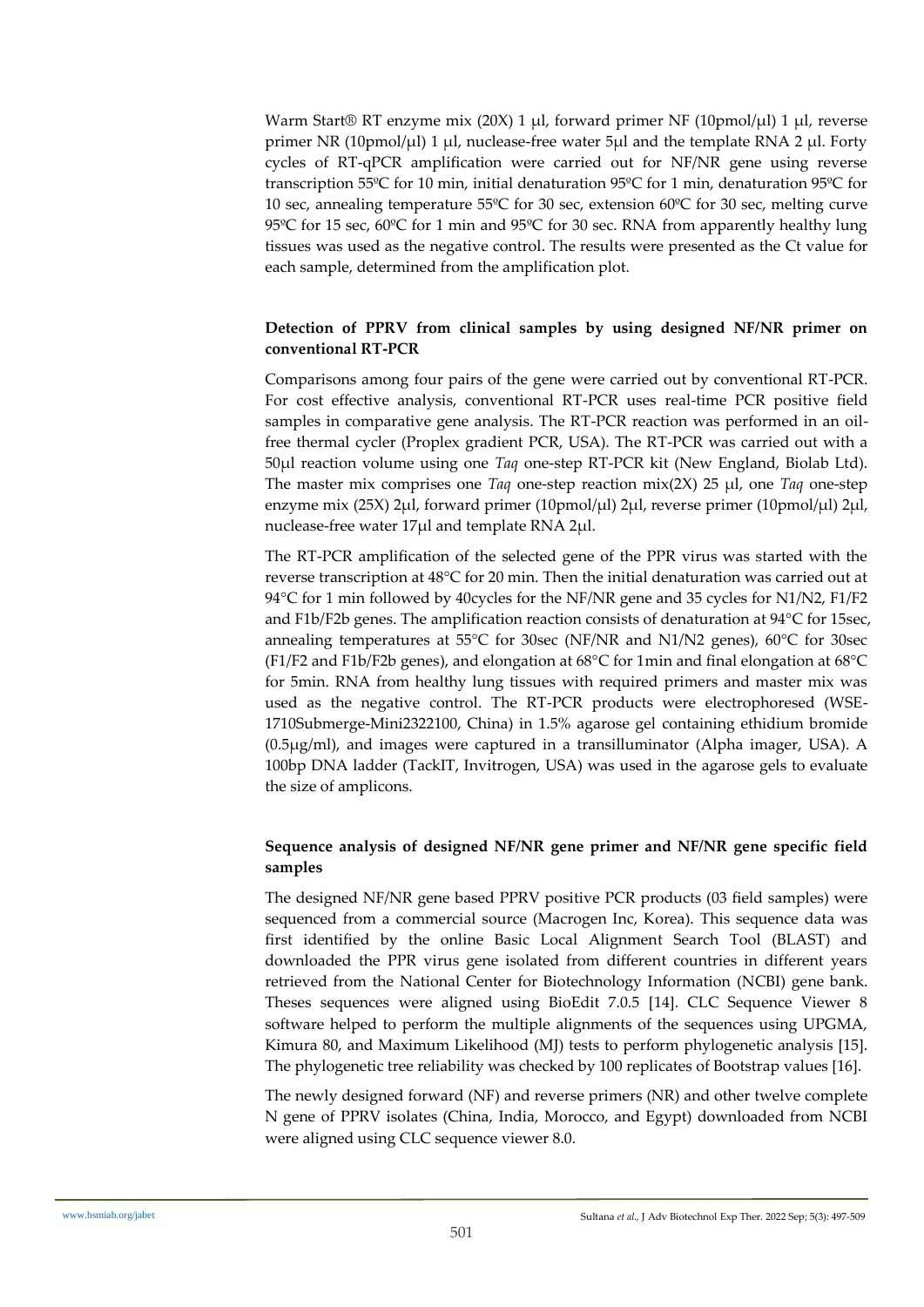Warm Start® RT enzyme mix (20X) 1 μl, forward primer NF (10pmol/μl) 1 μl, reverse primer NR (10pmol/μl) 1 μl, nuclease-free water 5μl and the template RNA 2 μl. Forty cycles of RT-qPCR amplification were carried out for NF/NR gene using reverse transcription 55ºC for 10 min, initial denaturation 95ºC for 1 min, denaturation 95ºC for 10 sec, annealing temperature 55ºC for 30 sec, extension 60ºC for 30 sec, melting curve 95ºC for 15 sec, 60ºC for 1 min and 95ºC for 30 sec. RNA from apparently healthy lung tissues was used as the negative control. The results were presented as the Ct value for each sample, determined from the amplification plot.

### Detection of PPRV from clinical samples by using designed NF/NR primer on conventional RT-PCR

Comparisons among four pairs of the gene were carried out by conventional RT-PCR. For cost effective analysis, conventional RT-PCR uses real-time PCR positive field samples in comparative gene analysis. The RT-PCR reaction was performed in an oil-free thermal cycler (Proplex gradient PCR, USA). The RT-PCR was carried out with a 50μl reaction volume using one *Taq* one-step RT-PCR kit (New England, Biolab Ltd). The master mix comprises one *Taq* one-step reaction mix(2X) 25 μl, one *Taq* one-step enzyme mix (25X) 2μl, forward primer (10pmol/μl) 2μl, reverse primer (10pmol/μl) 2μl, nuclease-free water 17μl and template RNA 2μl.

The RT-PCR amplification of the selected gene of the PPR virus was started with the reverse transcription at 48°C for 20 min. Then the initial denaturation was carried out at 94°C for 1 min followed by 40cycles for the NF/NR gene and 35 cycles for N1/N2, F1/F2 and F1b/F2b genes. The amplification reaction consists of denaturation at 94°C for 15sec, annealing temperatures at 55°C for 30sec (NF/NR and N1/N2 genes), 60°C for 30sec (F1/F2 and F1b/F2b genes), and elongation at 68°C for 1min and final elongation at 68°C for 5min. RNA from healthy lung tissues with required primers and master mix was used as the negative control. The RT-PCR products were electrophoresed (WSE-1710Submerge-Mini2322100, China) in 1.5% agarose gel containing ethidium bromide (0.5μg/ml), and images were captured in a transilluminator (Alpha imager, USA). A 100bp DNA ladder (TackIT, Invitrogen, USA) was used in the agarose gels to evaluate the size of amplicons.

### Sequence analysis of designed NF/NR gene primer and NF/NR gene specific field samples

The designed NF/NR gene based PPRV positive PCR products (03 field samples) were sequenced from a commercial source (Macrogen Inc, Korea). This sequence data was first identified by the online Basic Local Alignment Search Tool (BLAST) and downloaded the PPR virus gene isolated from different countries in different years retrieved from the National Center for Biotechnology Information (NCBI) gene bank. Theses sequences were aligned using BioEdit 7.0.5 [14]. CLC Sequence Viewer 8 software helped to perform the multiple alignments of the sequences using UPGMA, Kimura 80, and Maximum Likelihood (MJ) tests to perform phylogenetic analysis [15]. The phylogenetic tree reliability was checked by 100 replicates of Bootstrap values [16].

The newly designed forward (NF) and reverse primers (NR) and other twelve complete N gene of PPRV isolates (China, India, Morocco, and Egypt) downloaded from NCBI were aligned using CLC sequence viewer 8.0.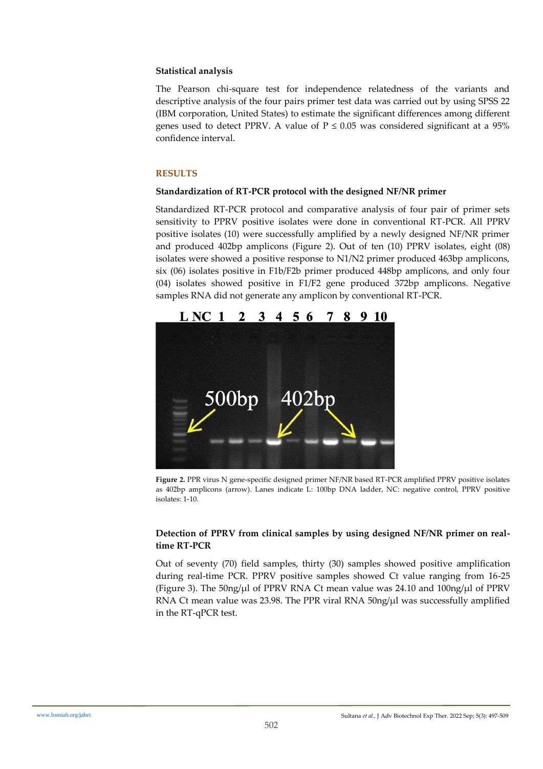**Statistical analysis**

The Pearson chi-square test for independence relatedness of the variants and descriptive analysis of the four pairs primer test data was carried out by using SPSS 22 (IBM corporation, United States) to estimate the significant differences among different genes used to detect PPRV. A value of $P \leq 0.05$ was considered significant at a 95% confidence interval.

## RESULTS

**Standardization of RT-PCR protocol with the designed NF/NR primer**

Standardized RT-PCR protocol and comparative analysis of four pair of primer sets sensitivity to PPRV positive isolates were done in conventional RT-PCR. All PPRV positive isolates (10) were successfully amplified by a newly designed NF/NR primer and produced 402bp amplicons (Figure 2). Out of ten (10) PPRV isolates, eight (08) isolates were showed a positive response to N1/N2 primer produced 463bp amplicons, six (06) isolates positive in F1b/F2b primer produced 448bp amplicons, and only four (04) isolates showed positive in F1/F2 gene produced 372bp amplicons. Negative samples RNA did not generate any amplicon by conventional RT-PCR.

**Figure 2.** PPR virus N gene-specific designed primer NF/NR based RT-PCR amplified PPRV positive isolates as 402bp amplicons (arrow). Lanes indicate L: 100bp DNA ladder, NC: negative control, PPRV positive isolates: 1-10.

**Detection of PPRV from clinical samples by using designed NF/NR primer on real-time RT-PCR**

Out of seventy (70) field samples, thirty (30) samples showed positive amplification during real-time PCR. PPRV positive samples showed Ct value ranging from 16-25 (Figure 3). The 50ng/μl of PPRV RNA Ct mean value was 24.10 and 100ng/μl of PPRV RNA Ct mean value was 23.98. The PPR viral RNA 50ng/μl was successfully amplified in the RT-qPCR test.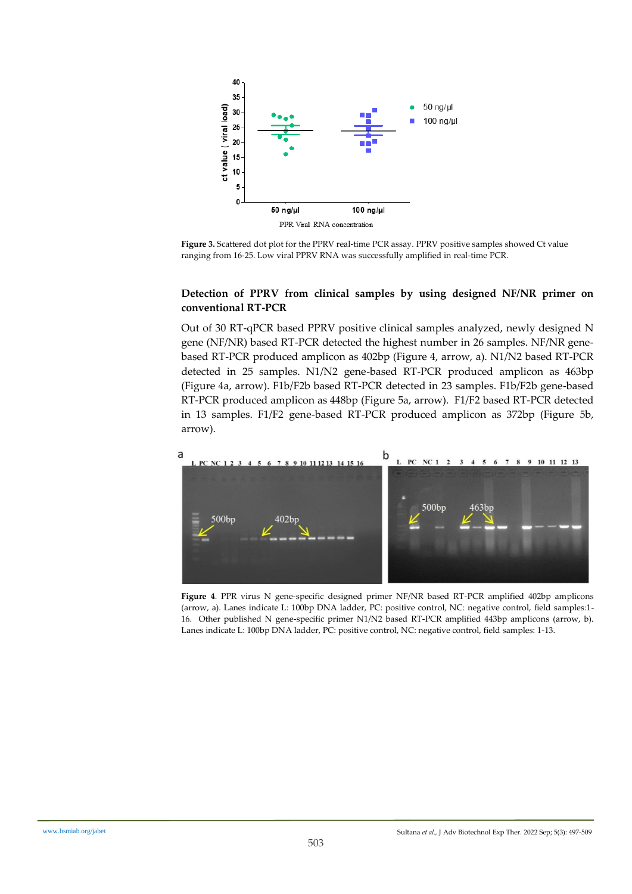**Figure 3.** Scattered dot plot for the PPRV real-time PCR assay. PPRV positive samples showed Ct value ranging from 16-25. Low viral PPRV RNA was successfully amplified in real-time PCR.

### Detection of PPRV from clinical samples by using designed NF/NR primer on conventional RT-PCR

Out of 30 RT-qPCR based PPRV positive clinical samples analyzed, newly designed N gene (NF/NR) based RT-PCR detected the highest number in 26 samples. NF/NR gene-based RT-PCR produced amplicon as 402bp (Figure 4, arrow, a). N1/N2 based RT-PCR detected in 25 samples. N1/N2 gene-based RT-PCR produced amplicon as 463bp (Figure 4a, arrow). F1b/F2b based RT-PCR detected in 23 samples. F1b/F2b gene-based RT-PCR produced amplicon as 448bp (Figure 5a, arrow). F1/F2 based RT-PCR detected in 13 samples. F1/F2 gene-based RT-PCR produced amplicon as 372bp (Figure 5b, arrow).

**Figure 4**. PPR virus N gene-specific designed primer NF/NR based RT-PCR amplified 402bp amplicons (arrow, a). Lanes indicate L: 100bp DNA ladder, PC: positive control, NC: negative control, field samples:1-16. Other published N gene-specific primer N1/N2 based RT-PCR amplified 443bp amplicons (arrow, b). Lanes indicate L: 100bp DNA ladder, PC: positive control, NC: negative control, field samples: 1-13.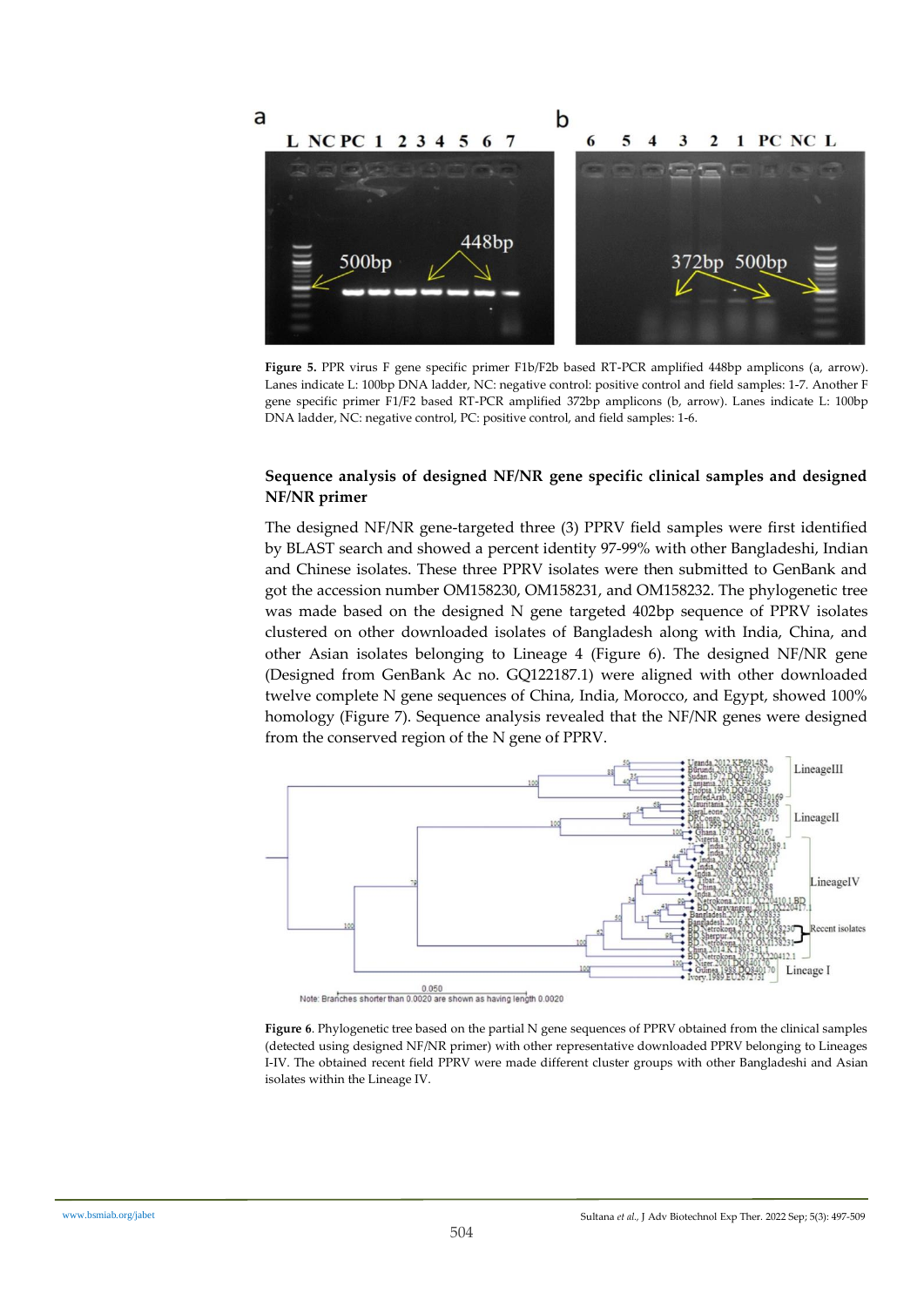**Figure 5.** PPR virus F gene specific primer F1b/F2b based RT-PCR amplified 448bp amplicons (a, arrow). Lanes indicate L: 100bp DNA ladder, NC: negative control: positive control and field samples: 1-7. Another F gene specific primer F1/F2 based RT-PCR amplified 372bp amplicons (b, arrow). Lanes indicate L: 100bp DNA ladder, NC: negative control, PC: positive control, and field samples: 1-6.

### Sequence analysis of designed NF/NR gene specific clinical samples and designed NF/NR primer

The designed NF/NR gene-targeted three (3) PPRV field samples were first identified by BLAST search and showed a percent identity 97-99% with other Bangladeshi, Indian and Chinese isolates. These three PPRV isolates were then submitted to GenBank and got the accession number OM158230, OM158231, and OM158232. The phylogenetic tree was made based on the designed N gene targeted 402bp sequence of PPRV isolates clustered on other downloaded isolates of Bangladesh along with India, China, and other Asian isolates belonging to Lineage 4 (Figure 6). The designed NF/NR gene (Designed from GenBank Ac no. GQ122187.1) were aligned with other downloaded twelve complete N gene sequences of China, India, Morocco, and Egypt, showed 100% homology (Figure 7). Sequence analysis revealed that the NF/NR genes were designed from the conserved region of the N gene of PPRV.

**Figure 6**. Phylogenetic tree based on the partial N gene sequences of PPRV obtained from the clinical samples (detected using designed NF/NR primer) with other representative downloaded PPRV belonging to Lineages I-IV. The obtained recent field PPRV were made different cluster groups with other Bangladeshi and Asian isolates within the Lineage IV.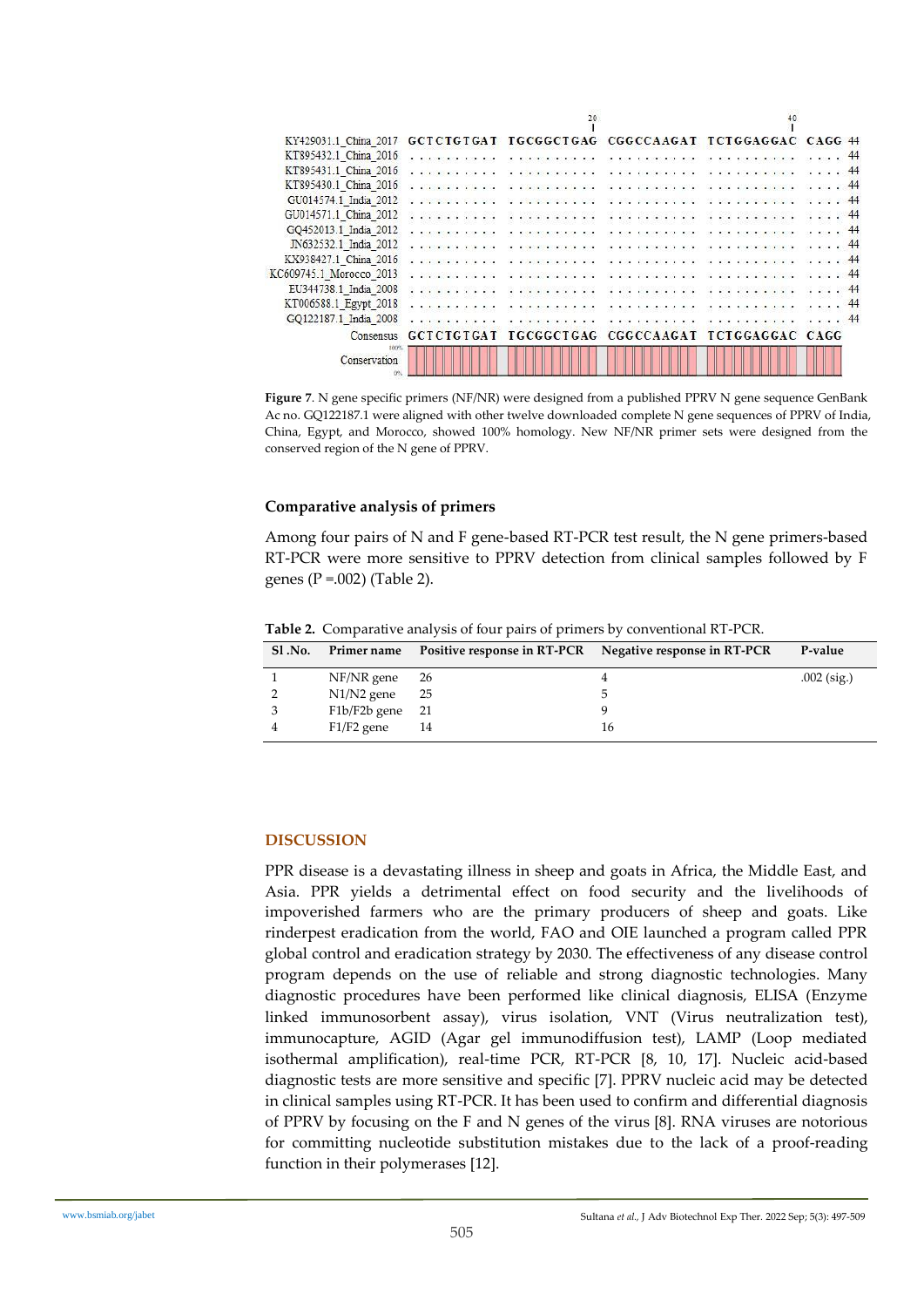| | 20 | | 40 | | |
|---|---|---|---|---|---|
| KY429031.1_China_2017 | GCTCTGTGAT TGCGGCTGAG | CGGCCAAGAT | TCTGGAGGAC | CAGG | 44 |
| KT895432.1_China_2016 | .......... .......... | .......... | .......... | .... | 44 |
| KT895431.1_China_2016 | .......... .......... | .......... | .......... | .... | 44 |
| KT895430.1_China_2016 | .......... .......... | .......... | .......... | .... | 44 |
| GU014574.1_India_2012 | .......... .......... | .......... | .......... | .... | 44 |
| GU014571.1_China_2012 | .......... .......... | .......... | .......... | .... | 44 |
| GQ452013.1_India_2012 | .......... .......... | .......... | .......... | .... | 44 |
| JN632532.1_India_2012 | .......... .......... | .......... | .......... | .... | 44 |
| KX938427.1_China_2016 | .......... .......... | .......... | .......... | .... | 44 |
| KC609745.1_Morocco_2013 | .......... .......... | .......... | .......... | .... | 44 |
| EU344738.1_India_2008 | .......... .......... | .......... | .......... | .... | 44 |
| KT006588.1_Egypt_2018 | .......... .......... | .......... | .......... | .... | 44 |
| GQ122187.1_India_2008 | .......... .......... | .......... | .......... | .... | 44 |
| Consensus | GCTCTGTGAT TGCGGCTGAG | CGGCCAAGAT | TCTGGAGGAC | CAGG | |
| Conservation (0%–100%) | | | | | |

**Figure 7**. N gene specific primers (NF/NR) were designed from a published PPRV N gene sequence GenBank Ac no. GQ122187.1 were aligned with other twelve downloaded complete N gene sequences of PPRV of India, China, Egypt, and Morocco, showed 100% homology. New NF/NR primer sets were designed from the conserved region of the N gene of PPRV.

### Comparative analysis of primers

Among four pairs of N and F gene-based RT-PCR test result, the N gene primers-based RT-PCR were more sensitive to PPRV detection from clinical samples followed by F genes (P =.002) (Table 2).

**Table 2.** Comparative analysis of four pairs of primers by conventional RT-PCR.

| Sl .No. | Primer name | Positive response in RT-PCR | Negative response in RT-PCR | P-value |
|---|---|---|---|---|
| 1 | NF/NR gene | 26 | 4 | .002 (sig.) |
| 2 | N1/N2 gene | 25 | 5 | |
| 3 | F1b/F2b gene | 21 | 9 | |
| 4 | F1/F2 gene | 14 | 16 | |

## DISCUSSION

PPR disease is a devastating illness in sheep and goats in Africa, the Middle East, and Asia. PPR yields a detrimental effect on food security and the livelihoods of impoverished farmers who are the primary producers of sheep and goats. Like rinderpest eradication from the world, FAO and OIE launched a program called PPR global control and eradication strategy by 2030. The effectiveness of any disease control program depends on the use of reliable and strong diagnostic technologies. Many diagnostic procedures have been performed like clinical diagnosis, ELISA (Enzyme linked immunosorbent assay), virus isolation, VNT (Virus neutralization test), immunocapture, AGID (Agar gel immunodiffusion test), LAMP (Loop mediated isothermal amplification), real-time PCR, RT-PCR [8, 10, 17]. Nucleic acid-based diagnostic tests are more sensitive and specific [7]. PPRV nucleic acid may be detected in clinical samples using RT-PCR. It has been used to confirm and differential diagnosis of PPRV by focusing on the F and N genes of the virus [8]. RNA viruses are notorious for committing nucleotide substitution mistakes due to the lack of a proof-reading function in their polymerases [12].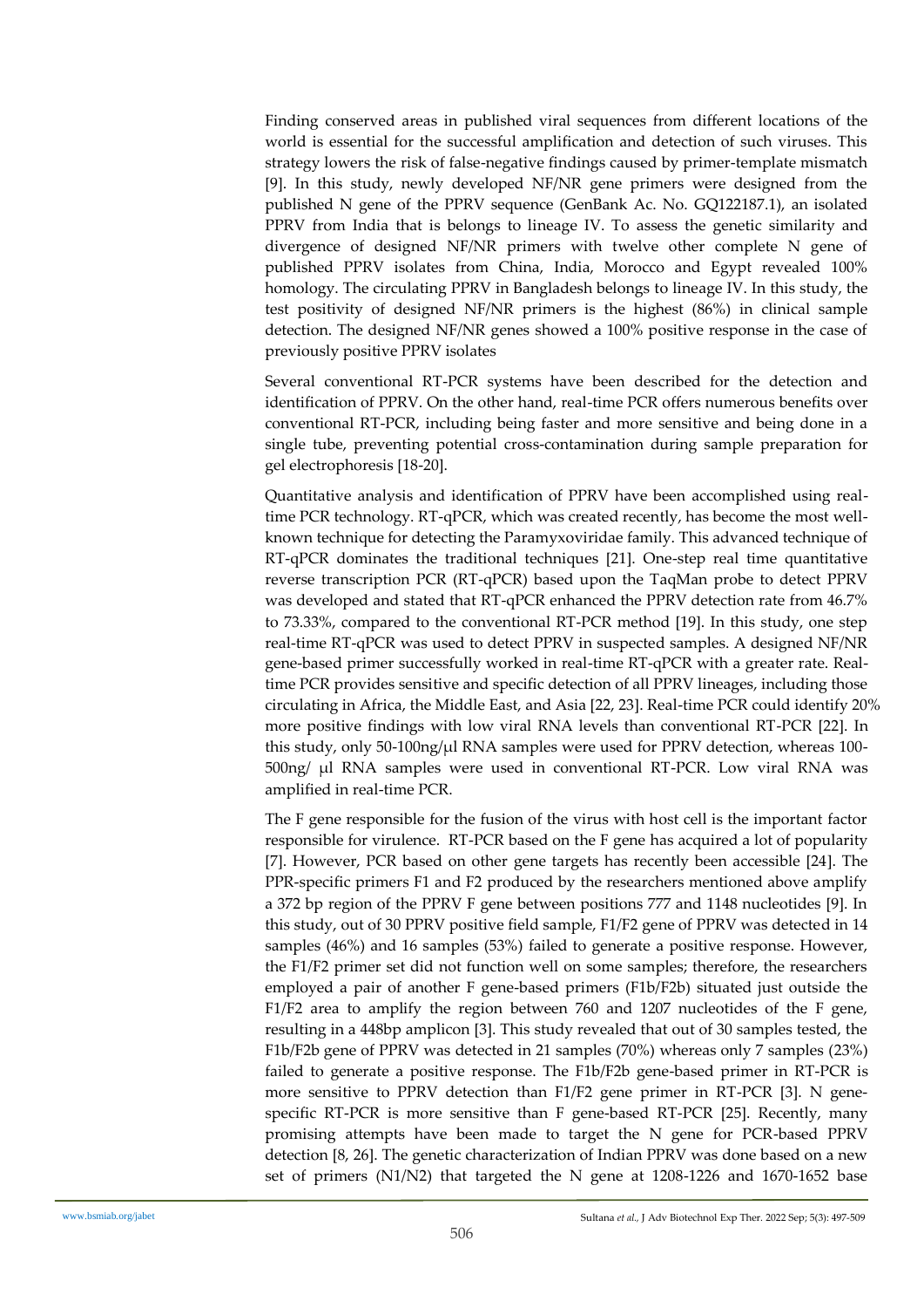Finding conserved areas in published viral sequences from different locations of the world is essential for the successful amplification and detection of such viruses. This strategy lowers the risk of false-negative findings caused by primer-template mismatch [9]. In this study, newly developed NF/NR gene primers were designed from the published N gene of the PPRV sequence (GenBank Ac. No. GQ122187.1), an isolated PPRV from India that is belongs to lineage IV. To assess the genetic similarity and divergence of designed NF/NR primers with twelve other complete N gene of published PPRV isolates from China, India, Morocco and Egypt revealed 100% homology. The circulating PPRV in Bangladesh belongs to lineage IV. In this study, the test positivity of designed NF/NR primers is the highest (86%) in clinical sample detection. The designed NF/NR genes showed a 100% positive response in the case of previously positive PPRV isolates

Several conventional RT-PCR systems have been described for the detection and identification of PPRV. On the other hand, real-time PCR offers numerous benefits over conventional RT-PCR, including being faster and more sensitive and being done in a single tube, preventing potential cross-contamination during sample preparation for gel electrophoresis [18-20].

Quantitative analysis and identification of PPRV have been accomplished using real-time PCR technology. RT-qPCR, which was created recently, has become the most well-known technique for detecting the Paramyxoviridae family. This advanced technique of RT-qPCR dominates the traditional techniques [21]. One-step real time quantitative reverse transcription PCR (RT-qPCR) based upon the TaqMan probe to detect PPRV was developed and stated that RT-qPCR enhanced the PPRV detection rate from 46.7% to 73.33%, compared to the conventional RT-PCR method [19]. In this study, one step real-time RT-qPCR was used to detect PPRV in suspected samples. A designed NF/NR gene-based primer successfully worked in real-time RT-qPCR with a greater rate. Real-time PCR provides sensitive and specific detection of all PPRV lineages, including those circulating in Africa, the Middle East, and Asia [22, 23]. Real-time PCR could identify 20% more positive findings with low viral RNA levels than conventional RT-PCR [22]. In this study, only 50-100ng/μl RNA samples were used for PPRV detection, whereas 100-500ng/ μl RNA samples were used in conventional RT-PCR. Low viral RNA was amplified in real-time PCR.

The F gene responsible for the fusion of the virus with host cell is the important factor responsible for virulence. RT-PCR based on the F gene has acquired a lot of popularity [7]. However, PCR based on other gene targets has recently been accessible [24]. The PPR-specific primers F1 and F2 produced by the researchers mentioned above amplify a 372 bp region of the PPRV F gene between positions 777 and 1148 nucleotides [9]. In this study, out of 30 PPRV positive field sample, F1/F2 gene of PPRV was detected in 14 samples (46%) and 16 samples (53%) failed to generate a positive response. However, the F1/F2 primer set did not function well on some samples; therefore, the researchers employed a pair of another F gene-based primers (F1b/F2b) situated just outside the F1/F2 area to amplify the region between 760 and 1207 nucleotides of the F gene, resulting in a 448bp amplicon [3]. This study revealed that out of 30 samples tested, the F1b/F2b gene of PPRV was detected in 21 samples (70%) whereas only 7 samples (23%) failed to generate a positive response. The F1b/F2b gene-based primer in RT-PCR is more sensitive to PPRV detection than F1/F2 gene primer in RT-PCR [3]. N gene-specific RT-PCR is more sensitive than F gene-based RT-PCR [25]. Recently, many promising attempts have been made to target the N gene for PCR-based PPRV detection [8, 26]. The genetic characterization of Indian PPRV was done based on a new set of primers (N1/N2) that targeted the N gene at 1208-1226 and 1670-1652 base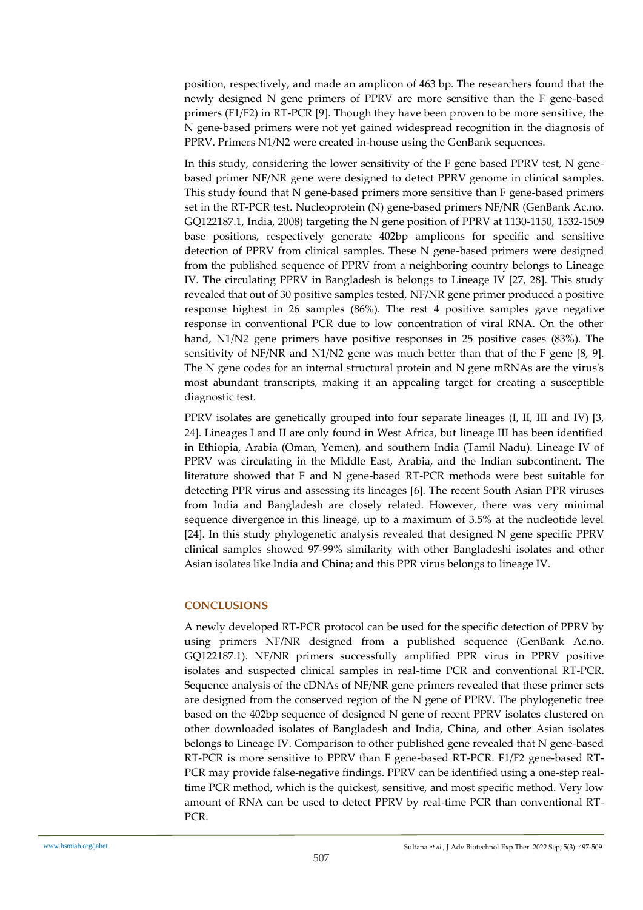position, respectively, and made an amplicon of 463 bp. The researchers found that the newly designed N gene primers of PPRV are more sensitive than the F gene-based primers (F1/F2) in RT-PCR [9]. Though they have been proven to be more sensitive, the N gene-based primers were not yet gained widespread recognition in the diagnosis of PPRV. Primers N1/N2 were created in-house using the GenBank sequences.

In this study, considering the lower sensitivity of the F gene based PPRV test, N gene-based primer NF/NR gene were designed to detect PPRV genome in clinical samples. This study found that N gene-based primers more sensitive than F gene-based primers set in the RT-PCR test. Nucleoprotein (N) gene-based primers NF/NR (GenBank Ac.no. GQ122187.1, India, 2008) targeting the N gene position of PPRV at 1130-1150, 1532-1509 base positions, respectively generate 402bp amplicons for specific and sensitive detection of PPRV from clinical samples. These N gene-based primers were designed from the published sequence of PPRV from a neighboring country belongs to Lineage IV. The circulating PPRV in Bangladesh is belongs to Lineage IV [27, 28]. This study revealed that out of 30 positive samples tested, NF/NR gene primer produced a positive response highest in 26 samples (86%). The rest 4 positive samples gave negative response in conventional PCR due to low concentration of viral RNA. On the other hand, N1/N2 gene primers have positive responses in 25 positive cases (83%). The sensitivity of NF/NR and N1/N2 gene was much better than that of the F gene [8, 9]. The N gene codes for an internal structural protein and N gene mRNAs are the virus's most abundant transcripts, making it an appealing target for creating a susceptible diagnostic test.

PPRV isolates are genetically grouped into four separate lineages (I, II, III and IV) [3, 24]. Lineages I and II are only found in West Africa, but lineage III has been identified in Ethiopia, Arabia (Oman, Yemen), and southern India (Tamil Nadu). Lineage IV of PPRV was circulating in the Middle East, Arabia, and the Indian subcontinent. The literature showed that F and N gene-based RT-PCR methods were best suitable for detecting PPR virus and assessing its lineages [6]. The recent South Asian PPR viruses from India and Bangladesh are closely related. However, there was very minimal sequence divergence in this lineage, up to a maximum of 3.5% at the nucleotide level [24]. In this study phylogenetic analysis revealed that designed N gene specific PPRV clinical samples showed 97-99% similarity with other Bangladeshi isolates and other Asian isolates like India and China; and this PPR virus belongs to lineage IV.

## CONCLUSIONS

A newly developed RT-PCR protocol can be used for the specific detection of PPRV by using primers NF/NR designed from a published sequence (GenBank Ac.no. GQ122187.1). NF/NR primers successfully amplified PPR virus in PPRV positive isolates and suspected clinical samples in real-time PCR and conventional RT-PCR. Sequence analysis of the cDNAs of NF/NR gene primers revealed that these primer sets are designed from the conserved region of the N gene of PPRV. The phylogenetic tree based on the 402bp sequence of designed N gene of recent PPRV isolates clustered on other downloaded isolates of Bangladesh and India, China, and other Asian isolates belongs to Lineage IV. Comparison to other published gene revealed that N gene-based RT-PCR is more sensitive to PPRV than F gene-based RT-PCR. F1/F2 gene-based RT-PCR may provide false-negative findings. PPRV can be identified using a one-step real-time PCR method, which is the quickest, sensitive, and most specific method. Very low amount of RNA can be used to detect PPRV by real-time PCR than conventional RT-PCR.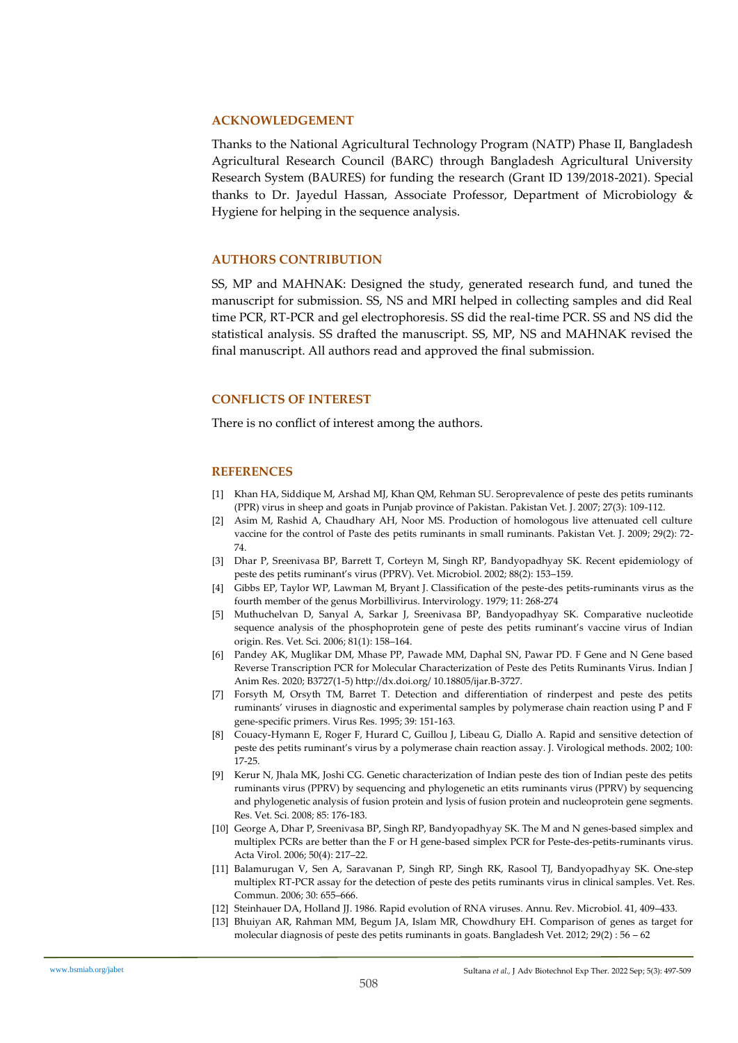## ACKNOWLEDGEMENT

Thanks to the National Agricultural Technology Program (NATP) Phase II, Bangladesh Agricultural Research Council (BARC) through Bangladesh Agricultural University Research System (BAURES) for funding the research (Grant ID 139/2018-2021). Special thanks to Dr. Jayedul Hassan, Associate Professor, Department of Microbiology & Hygiene for helping in the sequence analysis.

## AUTHORS CONTRIBUTION

SS, MP and MAHNAK: Designed the study, generated research fund, and tuned the manuscript for submission. SS, NS and MRI helped in collecting samples and did Real time PCR, RT-PCR and gel electrophoresis. SS did the real-time PCR. SS and NS did the statistical analysis. SS drafted the manuscript. SS, MP, NS and MAHNAK revised the final manuscript. All authors read and approved the final submission.

## CONFLICTS OF INTEREST

There is no conflict of interest among the authors.

## REFERENCES

[1] Khan HA, Siddique M, Arshad MJ, Khan QM, Rehman SU. Seroprevalence of peste des petits ruminants (PPR) virus in sheep and goats in Punjab province of Pakistan. Pakistan Vet. J. 2007; 27(3): 109-112.

[2] Asim M, Rashid A, Chaudhary AH, Noor MS. Production of homologous live attenuated cell culture vaccine for the control of Paste des petits ruminants in small ruminants. Pakistan Vet. J. 2009; 29(2): 72-74.

[3] Dhar P, Sreenivasa BP, Barrett T, Corteyn M, Singh RP, Bandyopadhyay SK. Recent epidemiology of peste des petits ruminant's virus (PPRV). Vet. Microbiol. 2002; 88(2): 153–159.

[4] Gibbs EP, Taylor WP, Lawman M, Bryant J. Classification of the peste-des petits-ruminants virus as the fourth member of the genus Morbillivirus. Intervirology. 1979; 11: 268-274

[5] Muthuchelvan D, Sanyal A, Sarkar J, Sreenivasa BP, Bandyopadhyay SK. Comparative nucleotide sequence analysis of the phosphoprotein gene of peste des petits ruminant's vaccine virus of Indian origin. Res. Vet. Sci. 2006; 81(1): 158–164.

[6] Pandey AK, Muglikar DM, Mhase PP, Pawade MM, Daphal SN, Pawar PD. F Gene and N Gene based Reverse Transcription PCR for Molecular Characterization of Peste des Petits Ruminants Virus. Indian J Anim Res. 2020; B3727(1-5) http://dx.doi.org/ 10.18805/ijar.B-3727.

[7] Forsyth M, Orsyth TM, Barret T. Detection and differentiation of rinderpest and peste des petits ruminants' viruses in diagnostic and experimental samples by polymerase chain reaction using P and F gene-specific primers. Virus Res. 1995; 39: 151-163.

[8] Couacy-Hymann E, Roger F, Hurard C, Guillou J, Libeau G, Diallo A. Rapid and sensitive detection of peste des petits ruminant's virus by a polymerase chain reaction assay. J. Virological methods. 2002; 100: 17-25.

[9] Kerur N, Jhala MK, Joshi CG. Genetic characterization of Indian peste des tion of Indian peste des petits ruminants virus (PPRV) by sequencing and phylogenetic an etits ruminants virus (PPRV) by sequencing and phylogenetic analysis of fusion protein and lysis of fusion protein and nucleoprotein gene segments. Res. Vet. Sci. 2008; 85: 176-183.

[10] George A, Dhar P, Sreenivasa BP, Singh RP, Bandyopadhyay SK. The M and N genes-based simplex and multiplex PCRs are better than the F or H gene-based simplex PCR for Peste-des-petits-ruminants virus. Acta Virol. 2006; 50(4): 217–22.

[11] Balamurugan V, Sen A, Saravanan P, Singh RP, Singh RK, Rasool TJ, Bandyopadhyay SK. One-step multiplex RT-PCR assay for the detection of peste des petits ruminants virus in clinical samples. Vet. Res. Commun. 2006; 30: 655–666.

[12] Steinhauer DA, Holland JJ. 1986. Rapid evolution of RNA viruses. Annu. Rev. Microbiol. 41, 409–433.

[13] Bhuiyan AR, Rahman MM, Begum JA, Islam MR, Chowdhury EH. Comparison of genes as target for molecular diagnosis of peste des petits ruminants in goats. Bangladesh Vet. 2012; 29(2) : 56 – 62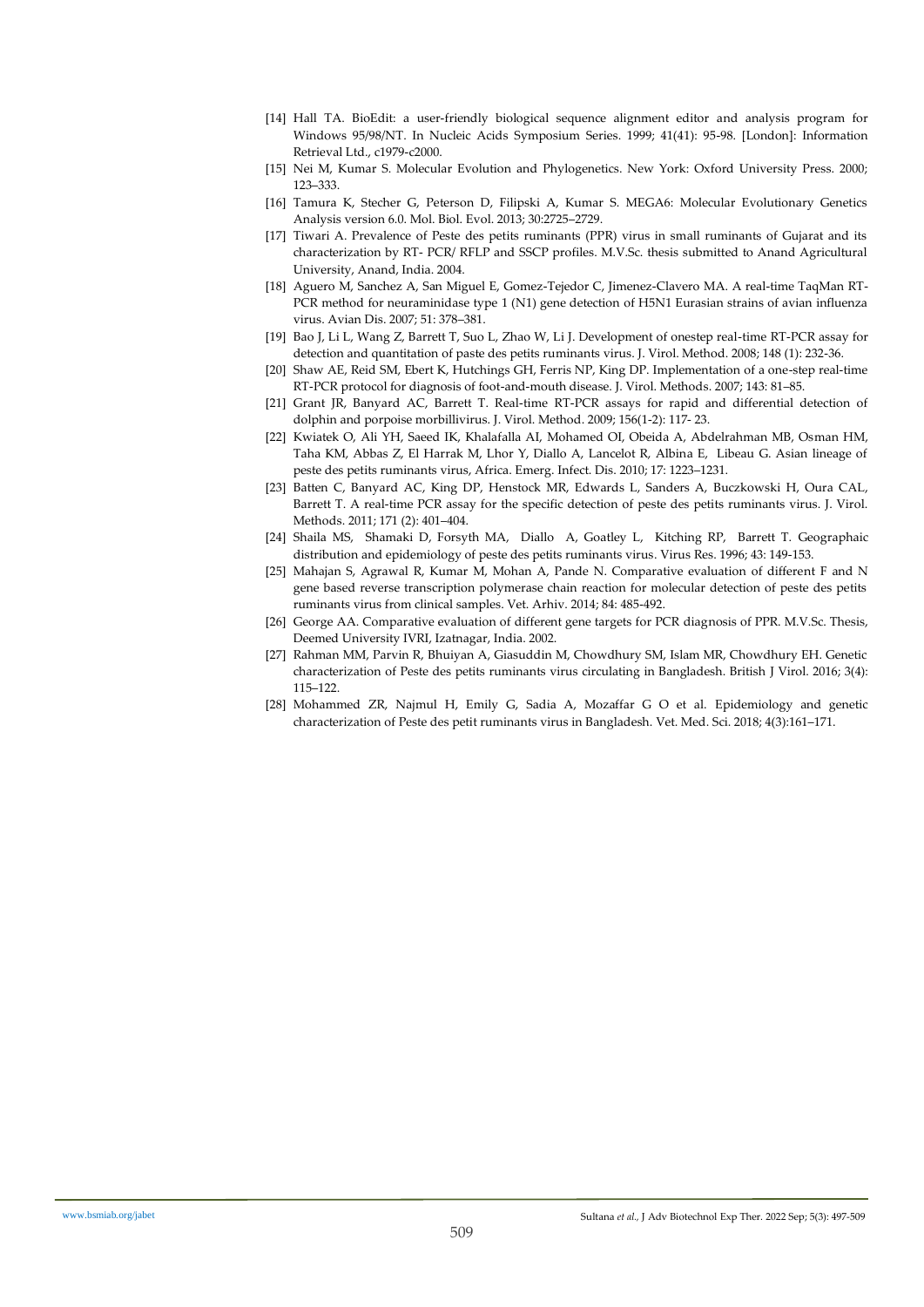[14] Hall TA. BioEdit: a user-friendly biological sequence alignment editor and analysis program for Windows 95/98/NT. In Nucleic Acids Symposium Series. 1999; 41(41): 95-98. [London]: Information Retrieval Ltd., c1979-c2000.

[15] Nei M, Kumar S. Molecular Evolution and Phylogenetics. New York: Oxford University Press. 2000; 123–333.

[16] Tamura K, Stecher G, Peterson D, Filipski A, Kumar S. MEGA6: Molecular Evolutionary Genetics Analysis version 6.0. Mol. Biol. Evol. 2013; 30:2725–2729.

[17] Tiwari A. Prevalence of Peste des petits ruminants (PPR) virus in small ruminants of Gujarat and its characterization by RT- PCR/ RFLP and SSCP profiles. M.V.Sc. thesis submitted to Anand Agricultural University, Anand, India. 2004.

[18] Aguero M, Sanchez A, San Miguel E, Gomez-Tejedor C, Jimenez-Clavero MA. A real-time TaqMan RT-PCR method for neuraminidase type 1 (N1) gene detection of H5N1 Eurasian strains of avian influenza virus. Avian Dis. 2007; 51: 378–381.

[19] Bao J, Li L, Wang Z, Barrett T, Suo L, Zhao W, Li J. Development of onestep real-time RT-PCR assay for detection and quantitation of paste des petits ruminants virus. J. Virol. Method. 2008; 148 (1): 232-36.

[20] Shaw AE, Reid SM, Ebert K, Hutchings GH, Ferris NP, King DP. Implementation of a one-step real-time RT-PCR protocol for diagnosis of foot-and-mouth disease. J. Virol. Methods. 2007; 143: 81–85.

[21] Grant JR, Banyard AC, Barrett T. Real-time RT-PCR assays for rapid and differential detection of dolphin and porpoise morbillivirus. J. Virol. Method. 2009; 156(1-2): 117- 23.

[22] Kwiatek O, Ali YH, Saeed IK, Khalafalla AI, Mohamed OI, Obeida A, Abdelrahman MB, Osman HM, Taha KM, Abbas Z, El Harrak M, Lhor Y, Diallo A, Lancelot R, Albina E, Libeau G. Asian lineage of peste des petits ruminants virus, Africa. Emerg. Infect. Dis. 2010; 17: 1223–1231.

[23] Batten C, Banyard AC, King DP, Henstock MR, Edwards L, Sanders A, Buczkowski H, Oura CAL, Barrett T. A real-time PCR assay for the specific detection of peste des petits ruminants virus. J. Virol. Methods. 2011; 171 (2): 401–404.

[24] Shaila MS, Shamaki D, Forsyth MA, Diallo A, Goatley L, Kitching RP, Barrett T. Geographaic distribution and epidemiology of peste des petits ruminants virus. Virus Res. 1996; 43: 149-153.

[25] Mahajan S, Agrawal R, Kumar M, Mohan A, Pande N. Comparative evaluation of different F and N gene based reverse transcription polymerase chain reaction for molecular detection of peste des petits ruminants virus from clinical samples. Vet. Arhiv. 2014; 84: 485-492.

[26] George AA. Comparative evaluation of different gene targets for PCR diagnosis of PPR. M.V.Sc. Thesis, Deemed University IVRI, Izatnagar, India. 2002.

[27] Rahman MM, Parvin R, Bhuiyan A, Giasuddin M, Chowdhury SM, Islam MR, Chowdhury EH. Genetic characterization of Peste des petits ruminants virus circulating in Bangladesh. British J Virol. 2016; 3(4): 115–122.

[28] Mohammed ZR, Najmul H, Emily G, Sadia A, Mozaffar G O et al. Epidemiology and genetic characterization of Peste des petit ruminants virus in Bangladesh. Vet. Med. Sci. 2018; 4(3):161–171.